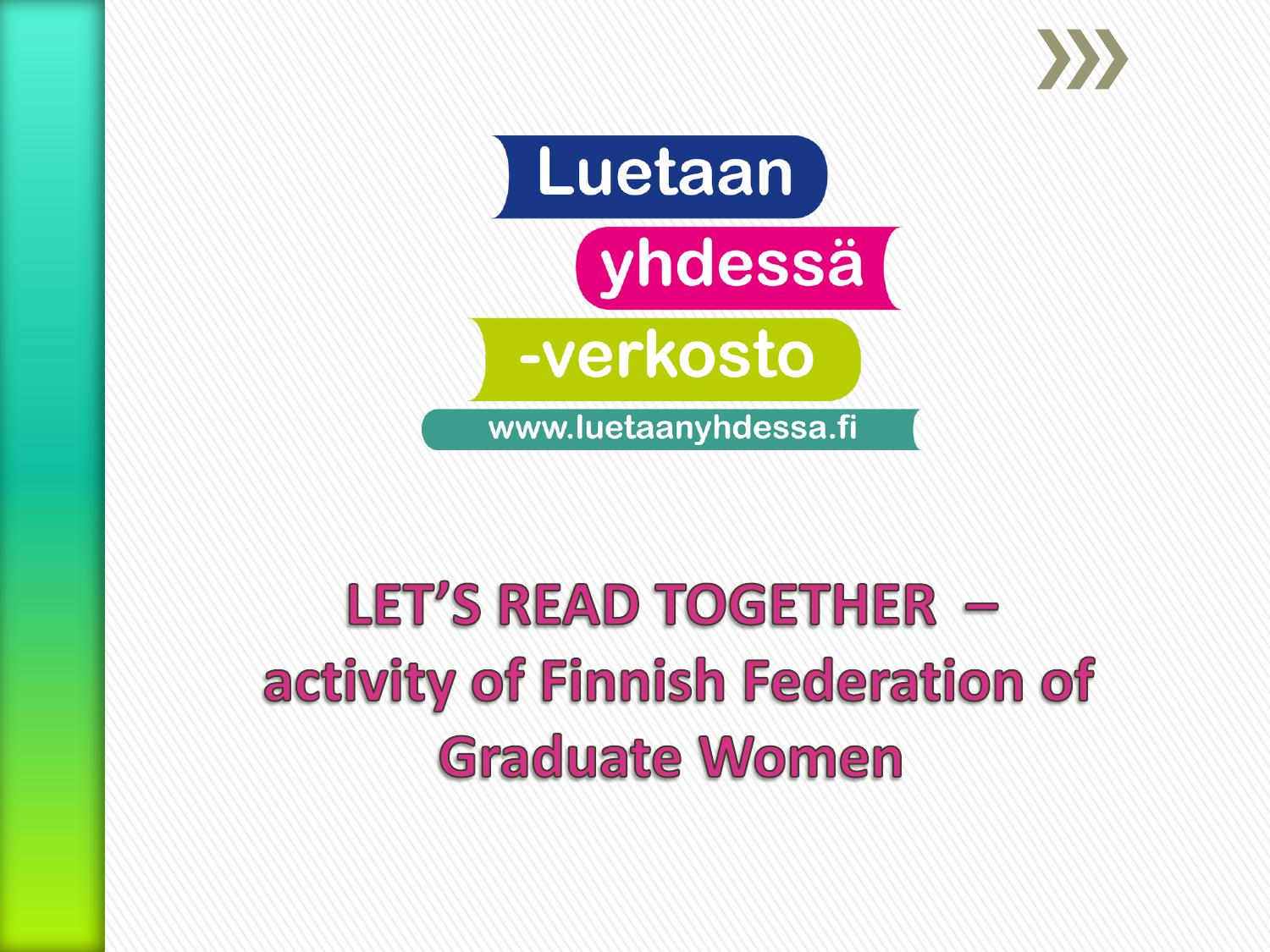Luetaan

yhdessä

-verkosto

www.luetaanyhdessa.fi

# LET'S READ TOGETHER – activity of Finnish Federation of Graduate Women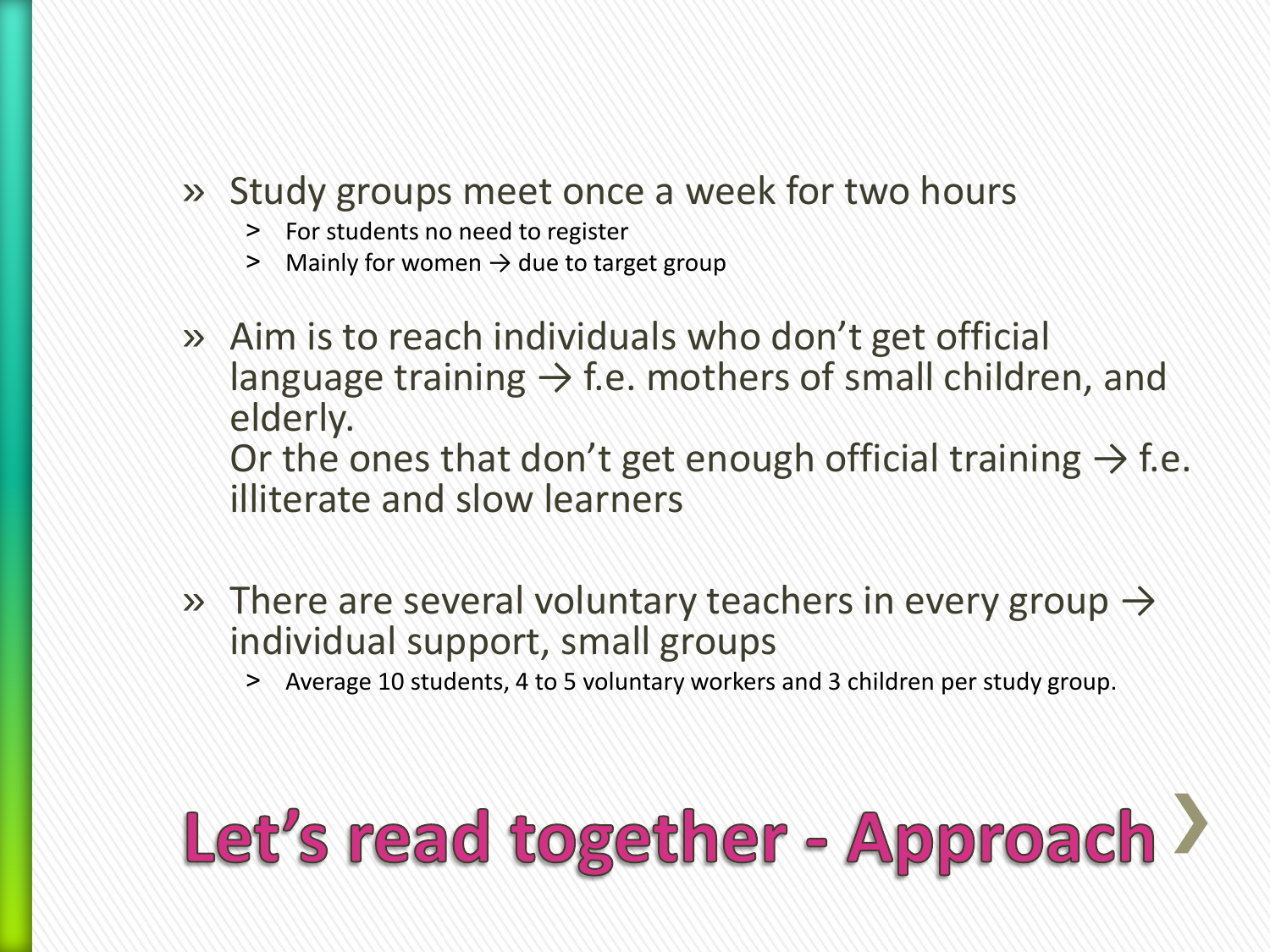# Let's read together - Approach

- Study groups meet once a week for two hours
  - For students no need to register
  - Mainly for women → due to target group
- Aim is to reach individuals who don't get official language training → f.e. mothers of small children, and elderly.
  Or the ones that don't get enough official training → f.e. illiterate and slow learners
- There are several voluntary teachers in every group → individual support, small groups
  - Average 10 students, 4 to 5 voluntary workers and 3 children per study group.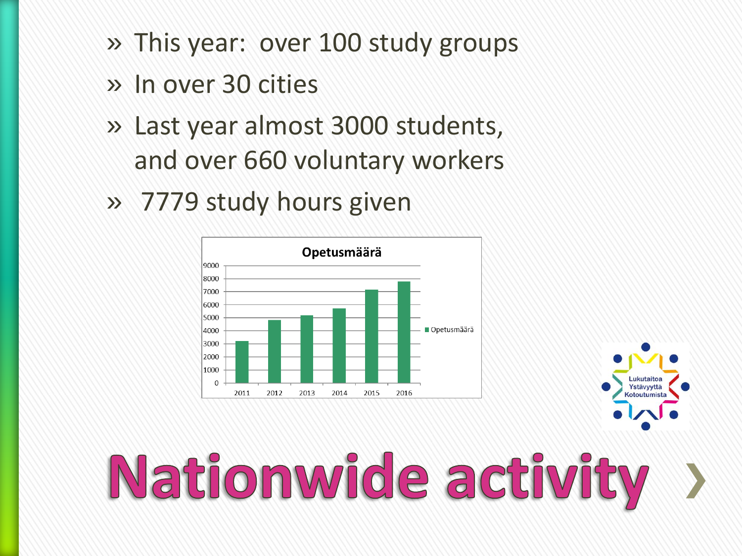# Nationwide activity

- This year: over 100 study groups
- In over 30 cities
- Last year almost 3000 students, and over 660 voluntary workers
- 7779 study hours given

**Opetusmäärä**

| Year | Opetusmäärä |
|---|---|
| 2011 | ~3200 |
| 2012 | ~4800 |
| 2013 | ~5200 |
| 2014 | ~5700 |
| 2015 | ~7150 |
| 2016 | ~7779 |

Lukutaitoa Ystävyyttä Kotoutumista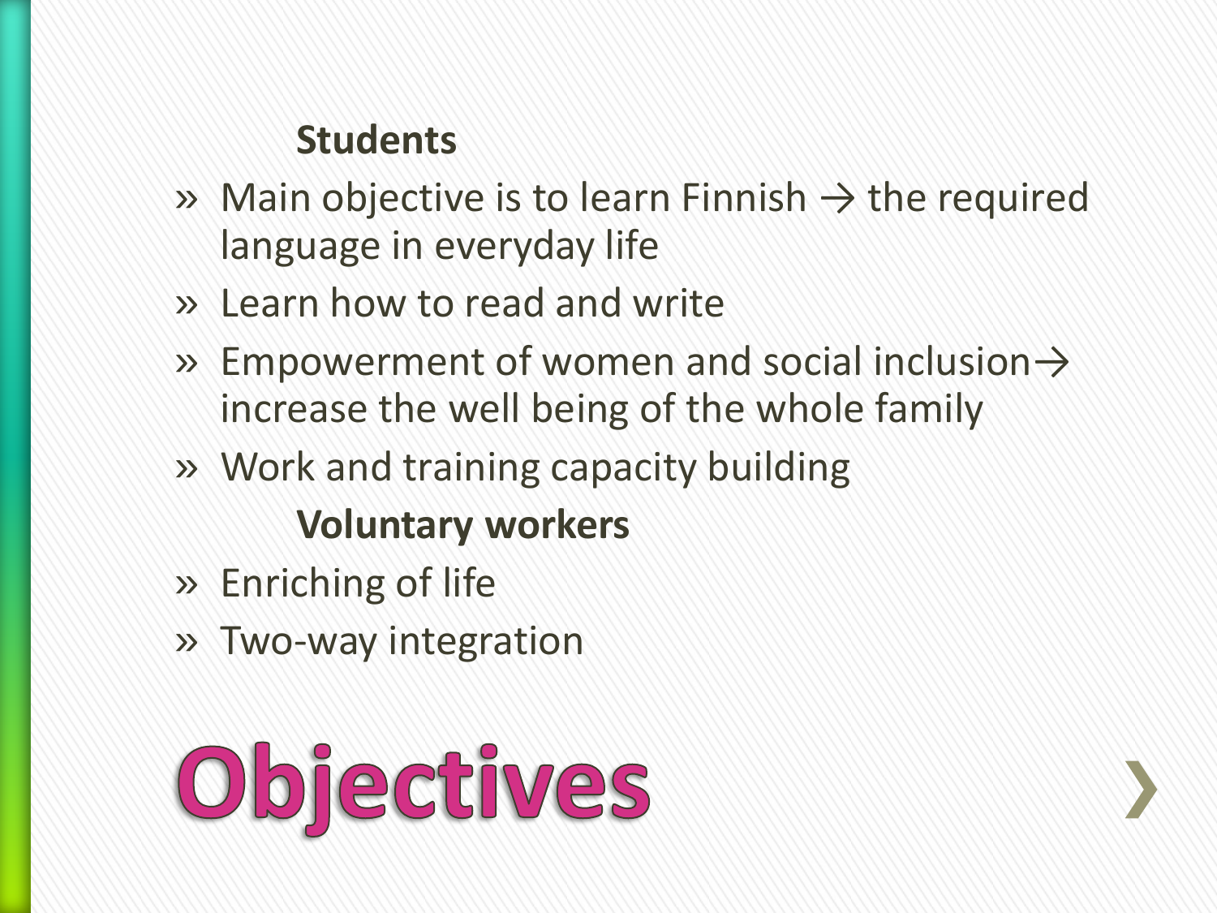# Objectives

**Students**

- Main objective is to learn Finnish → the required language in everyday life
- Learn how to read and write
- Empowerment of women and social inclusion→ increase the well being of the whole family
- Work and training capacity building

**Voluntary workers**

- Enriching of life
- Two-way integration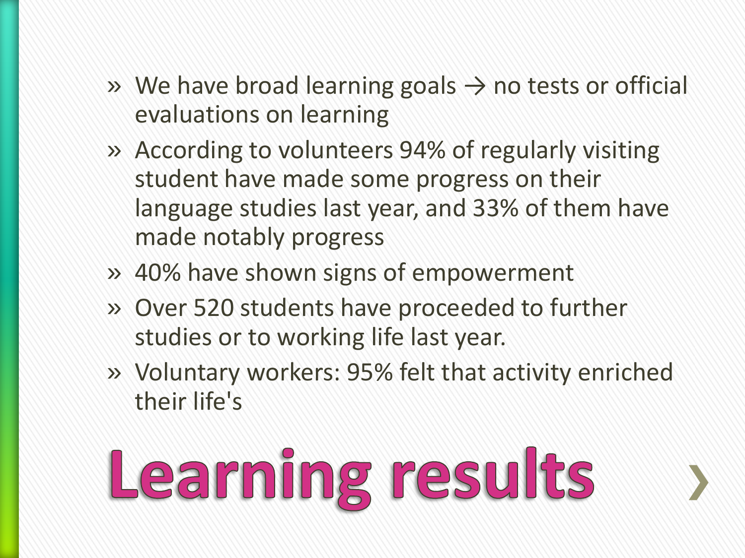# Learning results

- We have broad learning goals → no tests or official evaluations on learning
- According to volunteers 94% of regularly visiting student have made some progress on their language studies last year, and 33% of them have made notably progress
- 40% have shown signs of empowerment
- Over 520 students have proceeded to further studies or to working life last year.
- Voluntary workers: 95% felt that activity enriched their life's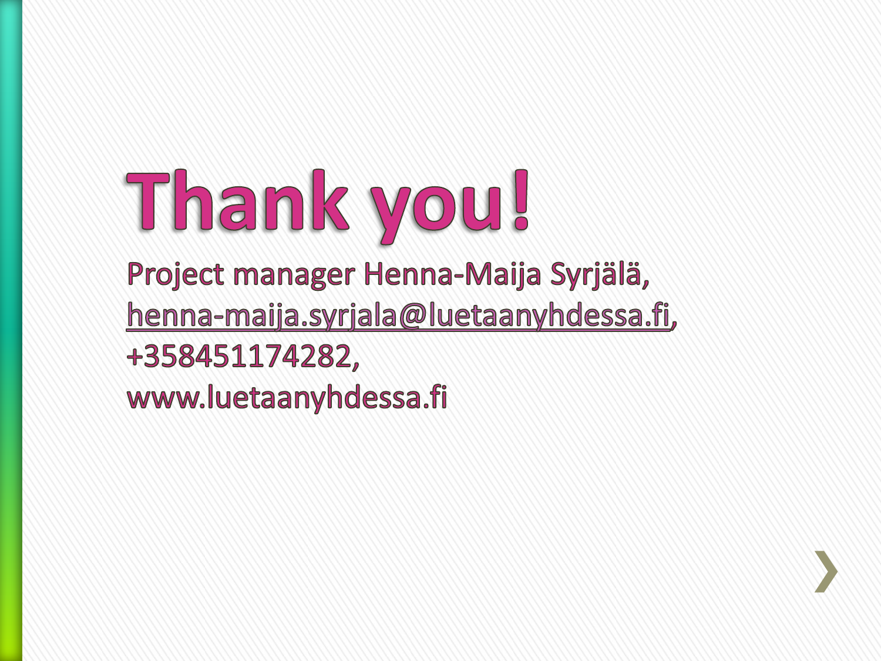# Thank you!

Project manager Henna-Maija Syrjälä,
henna-maija.syrjala@luetaanyhdessa.fi,
+358451174282,
www.luetaanyhdessa.fi